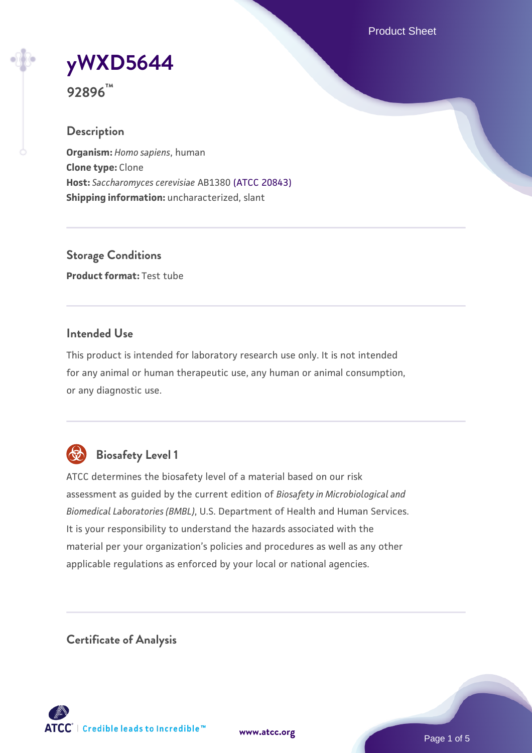# yWXD5644

**92896™**

## Description

**Organism:** *Homo sapiens*, human
**Clone type:** Clone
**Host:** *Saccharomyces cerevisiae* AB1380 (ATCC 20843)
**Shipping information:** uncharacterized, slant

## Storage Conditions

**Product format:** Test tube

## Intended Use

This product is intended for laboratory research use only. It is not intended for any animal or human therapeutic use, any human or animal consumption, or any diagnostic use.

## Biosafety Level 1

ATCC determines the biosafety level of a material based on our risk assessment as guided by the current edition of *Biosafety in Microbiological and Biomedical Laboratories (BMBL)*, U.S. Department of Health and Human Services. It is your responsibility to understand the hazards associated with the material per your organization's policies and procedures as well as any other applicable regulations as enforced by your local or national agencies.

## Certificate of Analysis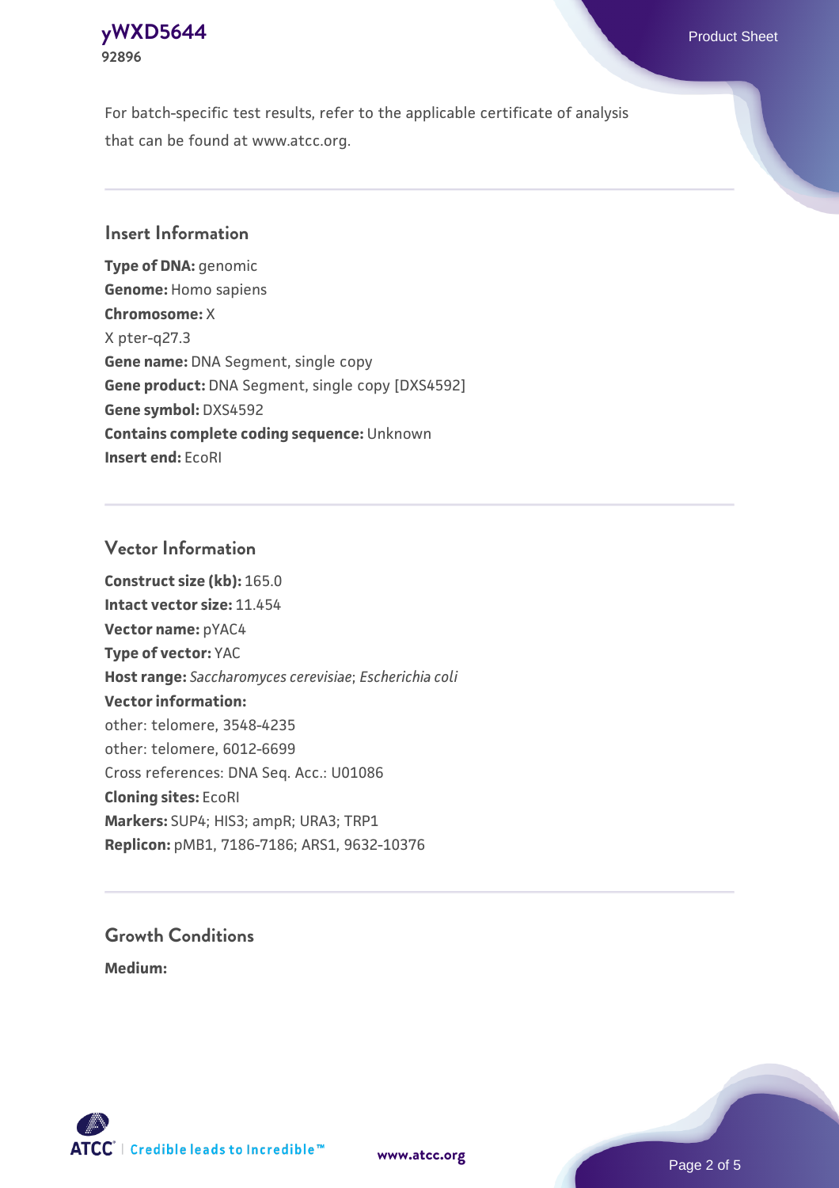For batch-specific test results, refer to the applicable certificate of analysis that can be found at www.atcc.org.

## Insert Information

**Type of DNA:** genomic
**Genome:** Homo sapiens
**Chromosome:** X
X pter-q27.3
**Gene name:** DNA Segment, single copy
**Gene product:** DNA Segment, single copy [DXS4592]
**Gene symbol:** DXS4592
**Contains complete coding sequence:** Unknown
**Insert end:** EcoRI

## Vector Information

**Construct size (kb):** 165.0
**Intact vector size:** 11.454
**Vector name:** pYAC4
**Type of vector:** YAC
**Host range:** *Saccharomyces cerevisiae*; *Escherichia coli*
**Vector information:**
other: telomere, 3548-4235
other: telomere, 6012-6699
Cross references: DNA Seq. Acc.: U01086
**Cloning sites:** EcoRI
**Markers:** SUP4; HIS3; ampR; URA3; TRP1
**Replicon:** pMB1, 7186-7186; ARS1, 9632-10376

## Growth Conditions

**Medium:**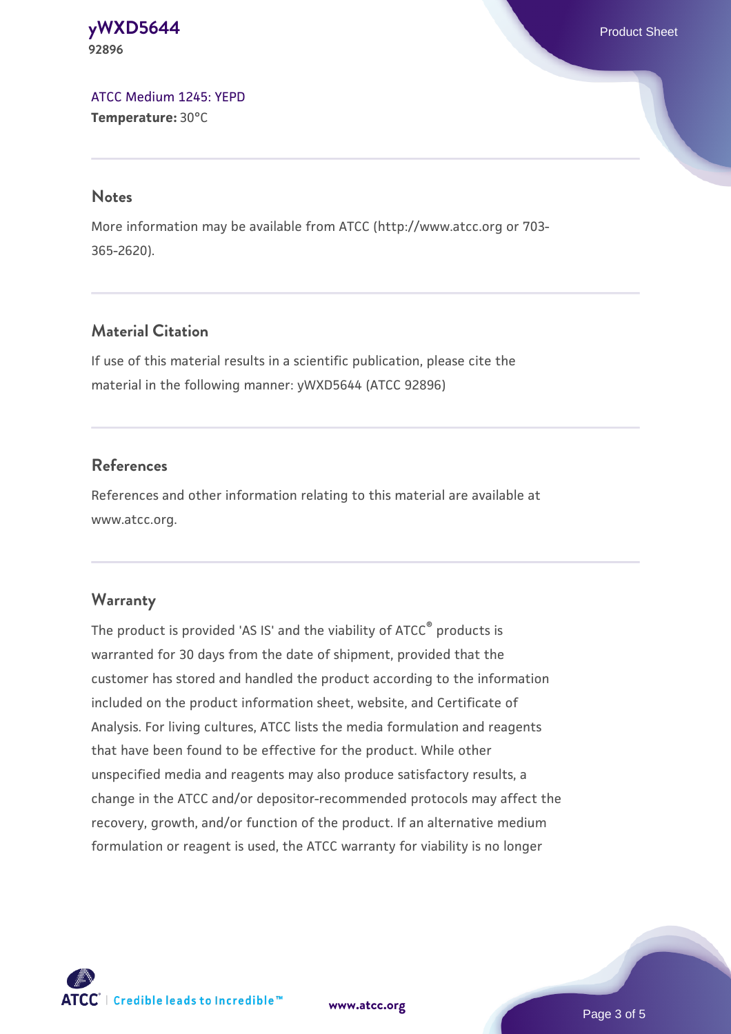[ATCC Medium 1245: YEPD](#)
**Temperature:** 30°C

## Notes

More information may be available from ATCC (http://www.atcc.org or 703-365-2620).

## Material Citation

If use of this material results in a scientific publication, please cite the material in the following manner: yWXD5644 (ATCC 92896)

## References

References and other information relating to this material are available at www.atcc.org.

## Warranty

The product is provided 'AS IS' and the viability of ATCC® products is warranted for 30 days from the date of shipment, provided that the customer has stored and handled the product according to the information included on the product information sheet, website, and Certificate of Analysis. For living cultures, ATCC lists the media formulation and reagents that have been found to be effective for the product. While other unspecified media and reagents may also produce satisfactory results, a change in the ATCC and/or depositor-recommended protocols may affect the recovery, growth, and/or function of the product. If an alternative medium formulation or reagent is used, the ATCC warranty for viability is no longer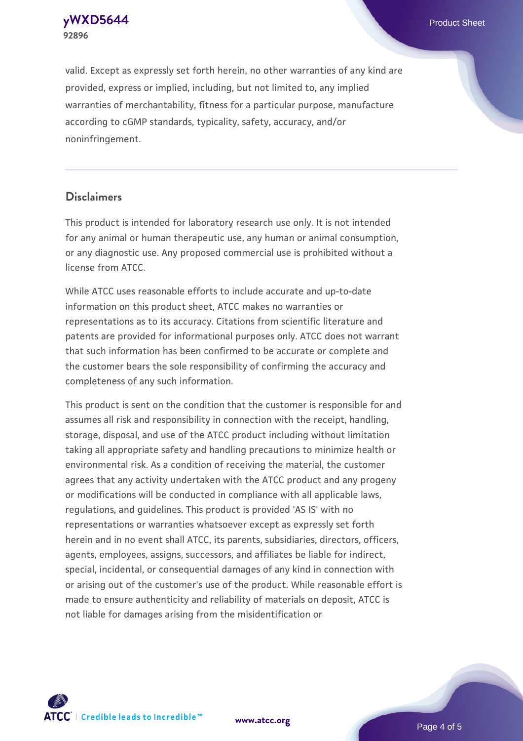valid. Except as expressly set forth herein, no other warranties of any kind are provided, express or implied, including, but not limited to, any implied warranties of merchantability, fitness for a particular purpose, manufacture according to cGMP standards, typicality, safety, accuracy, and/or noninfringement.

## Disclaimers

This product is intended for laboratory research use only. It is not intended for any animal or human therapeutic use, any human or animal consumption, or any diagnostic use. Any proposed commercial use is prohibited without a license from ATCC.

While ATCC uses reasonable efforts to include accurate and up-to-date information on this product sheet, ATCC makes no warranties or representations as to its accuracy. Citations from scientific literature and patents are provided for informational purposes only. ATCC does not warrant that such information has been confirmed to be accurate or complete and the customer bears the sole responsibility of confirming the accuracy and completeness of any such information.

This product is sent on the condition that the customer is responsible for and assumes all risk and responsibility in connection with the receipt, handling, storage, disposal, and use of the ATCC product including without limitation taking all appropriate safety and handling precautions to minimize health or environmental risk. As a condition of receiving the material, the customer agrees that any activity undertaken with the ATCC product and any progeny or modifications will be conducted in compliance with all applicable laws, regulations, and guidelines. This product is provided 'AS IS' with no representations or warranties whatsoever except as expressly set forth herein and in no event shall ATCC, its parents, subsidiaries, directors, officers, agents, employees, assigns, successors, and affiliates be liable for indirect, special, incidental, or consequential damages of any kind in connection with or arising out of the customer's use of the product. While reasonable effort is made to ensure authenticity and reliability of materials on deposit, ATCC is not liable for damages arising from the misidentification or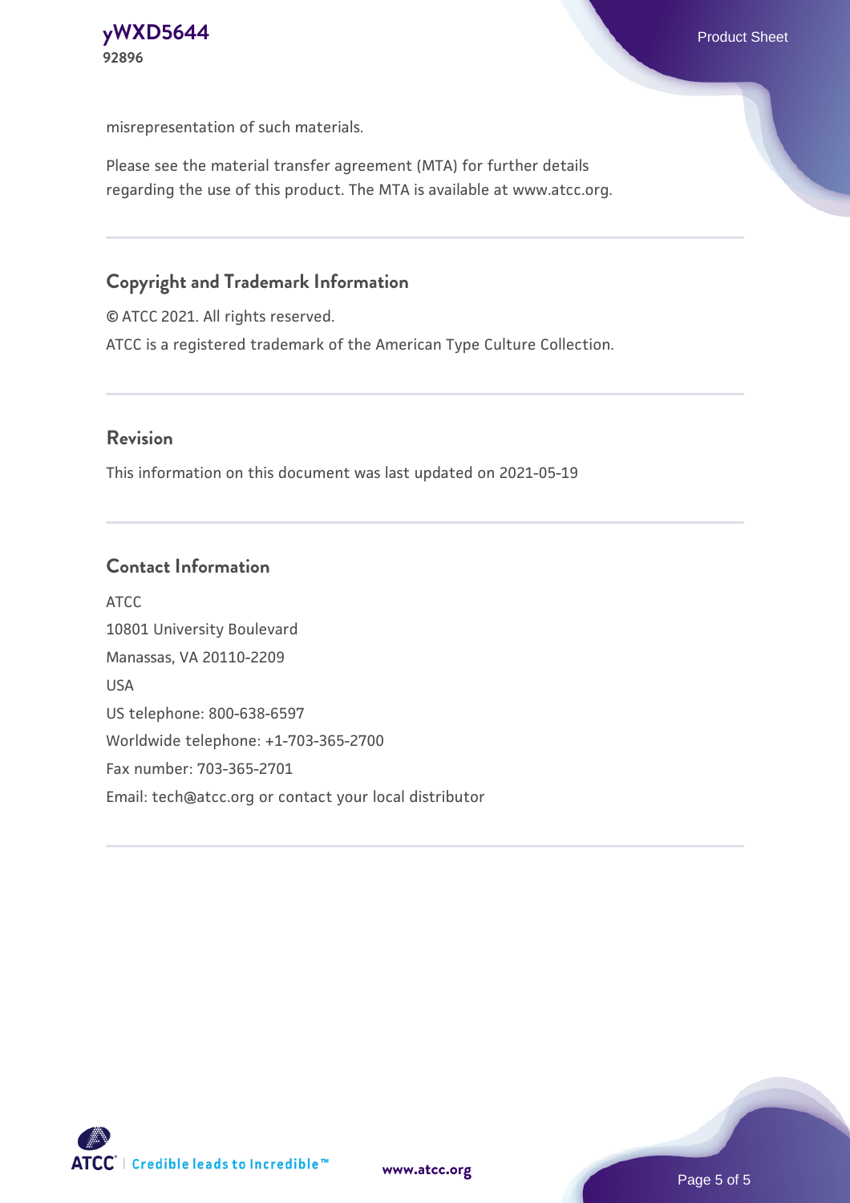misrepresentation of such materials.

Please see the material transfer agreement (MTA) for further details regarding the use of this product. The MTA is available at www.atcc.org.

## Copyright and Trademark Information

© ATCC 2021. All rights reserved.

ATCC is a registered trademark of the American Type Culture Collection.

## Revision

This information on this document was last updated on 2021-05-19

## Contact Information

ATCC
10801 University Boulevard
Manassas, VA 20110-2209
USA
US telephone: 800-638-6597
Worldwide telephone: +1-703-365-2700
Fax number: 703-365-2701
Email: tech@atcc.org or contact your local distributor